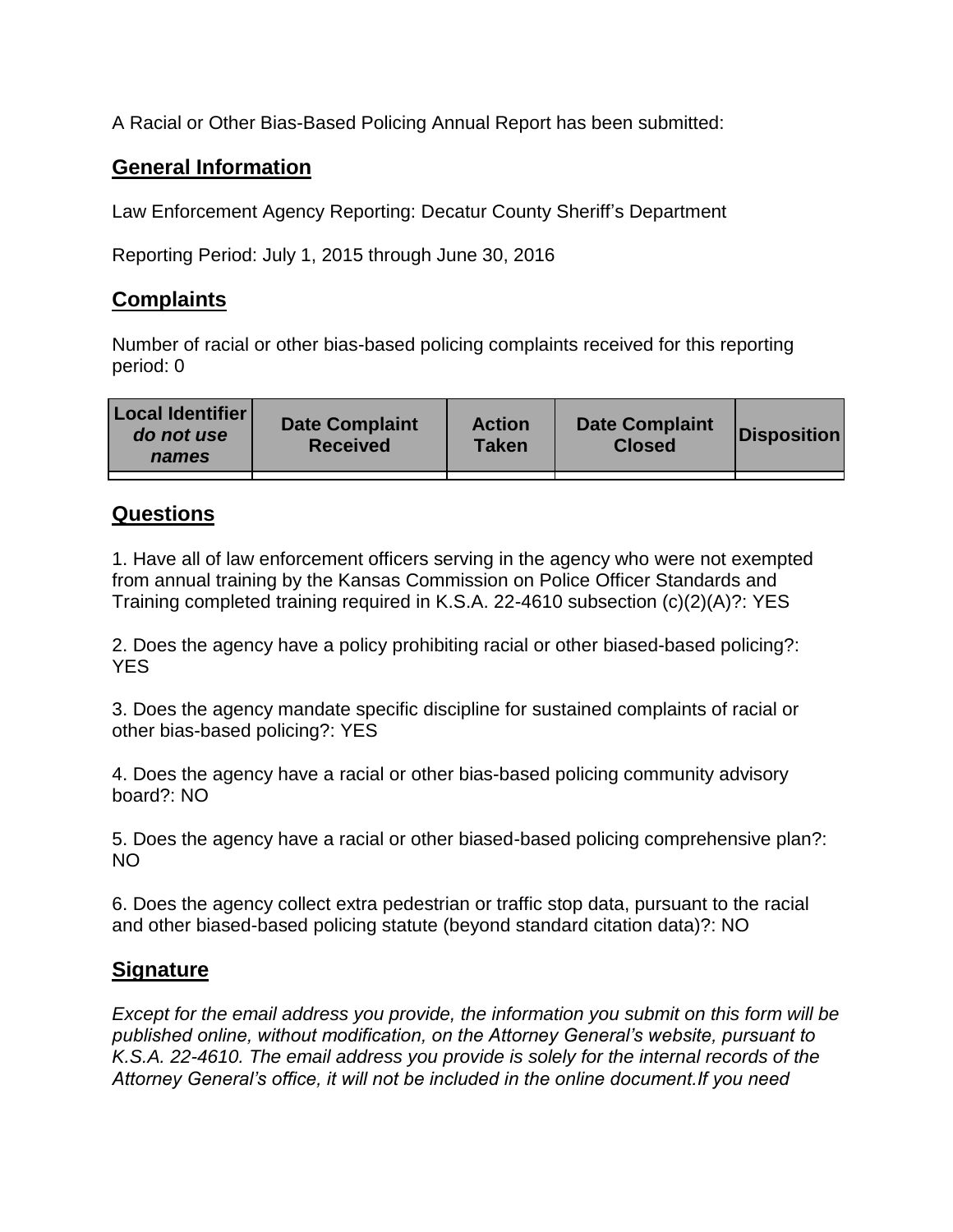A Racial or Other Bias-Based Policing Annual Report has been submitted:

## General Information

Law Enforcement Agency Reporting: Decatur County Sheriff's Department

Reporting Period: July 1, 2015 through June 30, 2016

## Complaints

Number of racial or other bias-based policing complaints received for this reporting period: 0

| Local Identifier *do not use names* | Date Complaint Received | Action Taken | Date Complaint Closed | Disposition |
|---|---|---|---|---|
| | | | | |

## Questions

1. Have all of law enforcement officers serving in the agency who were not exempted from annual training by the Kansas Commission on Police Officer Standards and Training completed training required in K.S.A. 22-4610 subsection (c)(2)(A)?: YES

2. Does the agency have a policy prohibiting racial or other biased-based policing?: YES

3. Does the agency mandate specific discipline for sustained complaints of racial or other bias-based policing?: YES

4. Does the agency have a racial or other bias-based policing community advisory board?: NO

5. Does the agency have a racial or other biased-based policing comprehensive plan?: NO

6. Does the agency collect extra pedestrian or traffic stop data, pursuant to the racial and other biased-based policing statute (beyond standard citation data)?: NO

## Signature

*Except for the email address you provide, the information you submit on this form will be published online, without modification, on the Attorney General's website, pursuant to K.S.A. 22-4610. The email address you provide is solely for the internal records of the Attorney General's office, it will not be included in the online document.If you need*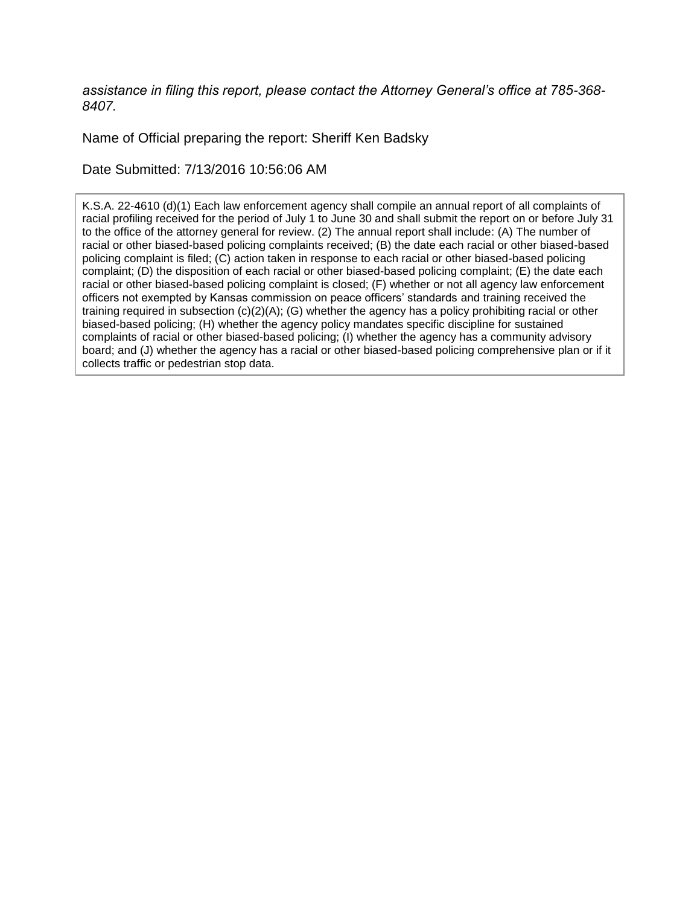*assistance in filing this report, please contact the Attorney General's office at 785-368-8407.*

Name of Official preparing the report: Sheriff Ken Badsky

Date Submitted: 7/13/2016 10:56:06 AM

K.S.A. 22-4610 (d)(1) Each law enforcement agency shall compile an annual report of all complaints of racial profiling received for the period of July 1 to June 30 and shall submit the report on or before July 31 to the office of the attorney general for review. (2) The annual report shall include: (A) The number of racial or other biased-based policing complaints received; (B) the date each racial or other biased-based policing complaint is filed; (C) action taken in response to each racial or other biased-based policing complaint; (D) the disposition of each racial or other biased-based policing complaint; (E) the date each racial or other biased-based policing complaint is closed; (F) whether or not all agency law enforcement officers not exempted by Kansas commission on peace officers' standards and training received the training required in subsection (c)(2)(A); (G) whether the agency has a policy prohibiting racial or other biased-based policing; (H) whether the agency policy mandates specific discipline for sustained complaints of racial or other biased-based policing; (I) whether the agency has a community advisory board; and (J) whether the agency has a racial or other biased-based policing comprehensive plan or if it collects traffic or pedestrian stop data.